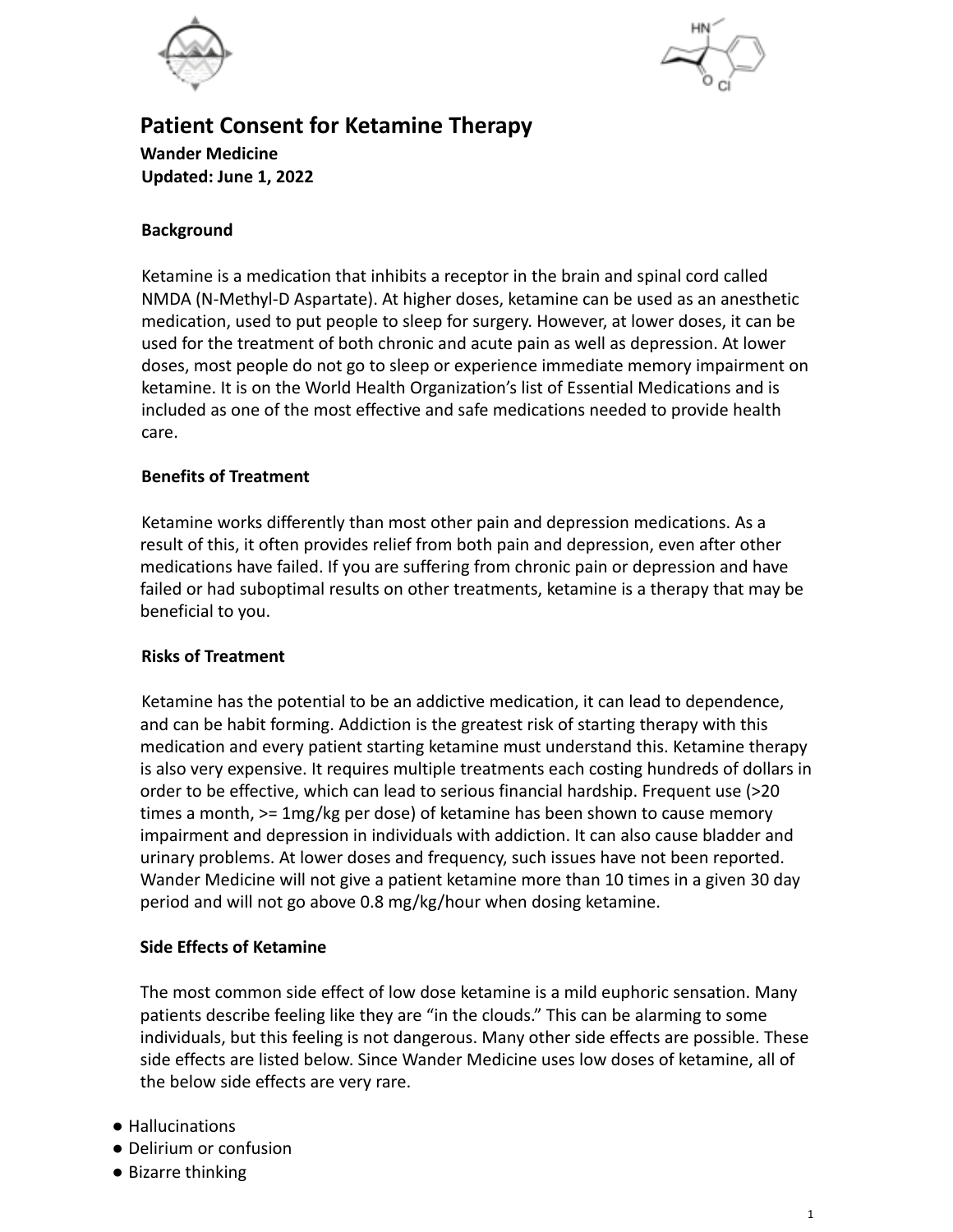# Patient Consent for Ketamine Therapy

**Wander Medicine**
**Updated: June 1, 2022**

### Background

Ketamine is a medication that inhibits a receptor in the brain and spinal cord called NMDA (N-Methyl-D Aspartate). At higher doses, ketamine can be used as an anesthetic medication, used to put people to sleep for surgery. However, at lower doses, it can be used for the treatment of both chronic and acute pain as well as depression. At lower doses, most people do not go to sleep or experience immediate memory impairment on ketamine. It is on the World Health Organization's list of Essential Medications and is included as one of the most effective and safe medications needed to provide health care.

### Benefits of Treatment

Ketamine works differently than most other pain and depression medications. As a result of this, it often provides relief from both pain and depression, even after other medications have failed. If you are suffering from chronic pain or depression and have failed or had suboptimal results on other treatments, ketamine is a therapy that may be beneficial to you.

### Risks of Treatment

Ketamine has the potential to be an addictive medication, it can lead to dependence, and can be habit forming. Addiction is the greatest risk of starting therapy with this medication and every patient starting ketamine must understand this. Ketamine therapy is also very expensive. It requires multiple treatments each costing hundreds of dollars in order to be effective, which can lead to serious financial hardship. Frequent use (>20 times a month, >= 1mg/kg per dose) of ketamine has been shown to cause memory impairment and depression in individuals with addiction. It can also cause bladder and urinary problems. At lower doses and frequency, such issues have not been reported. Wander Medicine will not give a patient ketamine more than 10 times in a given 30 day period and will not go above 0.8 mg/kg/hour when dosing ketamine.

### Side Effects of Ketamine

The most common side effect of low dose ketamine is a mild euphoric sensation. Many patients describe feeling like they are "in the clouds." This can be alarming to some individuals, but this feeling is not dangerous. Many other side effects are possible. These side effects are listed below. Since Wander Medicine uses low doses of ketamine, all of the below side effects are very rare.

- Hallucinations
- Delirium or confusion
- Bizarre thinking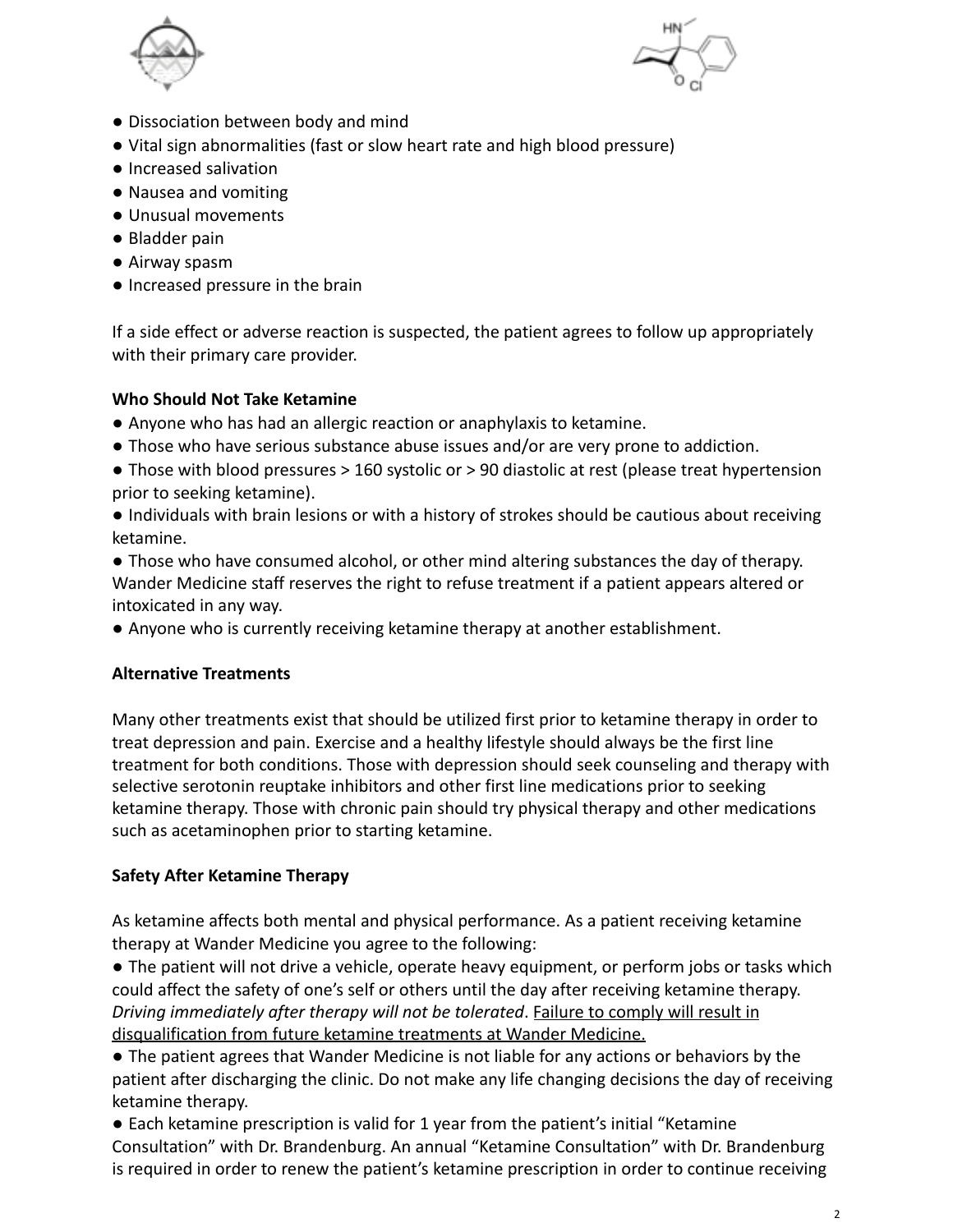- Dissociation between body and mind
- Vital sign abnormalities (fast or slow heart rate and high blood pressure)
- Increased salivation
- Nausea and vomiting
- Unusual movements
- Bladder pain
- Airway spasm
- Increased pressure in the brain

If a side effect or adverse reaction is suspected, the patient agrees to follow up appropriately with their primary care provider.

**Who Should Not Take Ketamine**

- Anyone who has had an allergic reaction or anaphylaxis to ketamine.
- Those who have serious substance abuse issues and/or are very prone to addiction.
- Those with blood pressures > 160 systolic or > 90 diastolic at rest (please treat hypertension prior to seeking ketamine).
- Individuals with brain lesions or with a history of strokes should be cautious about receiving ketamine.
- Those who have consumed alcohol, or other mind altering substances the day of therapy. Wander Medicine staff reserves the right to refuse treatment if a patient appears altered or intoxicated in any way.
- Anyone who is currently receiving ketamine therapy at another establishment.

**Alternative Treatments**

Many other treatments exist that should be utilized first prior to ketamine therapy in order to treat depression and pain. Exercise and a healthy lifestyle should always be the first line treatment for both conditions. Those with depression should seek counseling and therapy with selective serotonin reuptake inhibitors and other first line medications prior to seeking ketamine therapy. Those with chronic pain should try physical therapy and other medications such as acetaminophen prior to starting ketamine.

**Safety After Ketamine Therapy**

As ketamine affects both mental and physical performance. As a patient receiving ketamine therapy at Wander Medicine you agree to the following:

- The patient will not drive a vehicle, operate heavy equipment, or perform jobs or tasks which could affect the safety of one's self or others until the day after receiving ketamine therapy. *Driving immediately after therapy will not be tolerated*. <u>Failure to comply will result in disqualification from future ketamine treatments at Wander Medicine.</u>
- The patient agrees that Wander Medicine is not liable for any actions or behaviors by the patient after discharging the clinic. Do not make any life changing decisions the day of receiving ketamine therapy.
- Each ketamine prescription is valid for 1 year from the patient's initial "Ketamine Consultation" with Dr. Brandenburg. An annual "Ketamine Consultation" with Dr. Brandenburg is required in order to renew the patient's ketamine prescription in order to continue receiving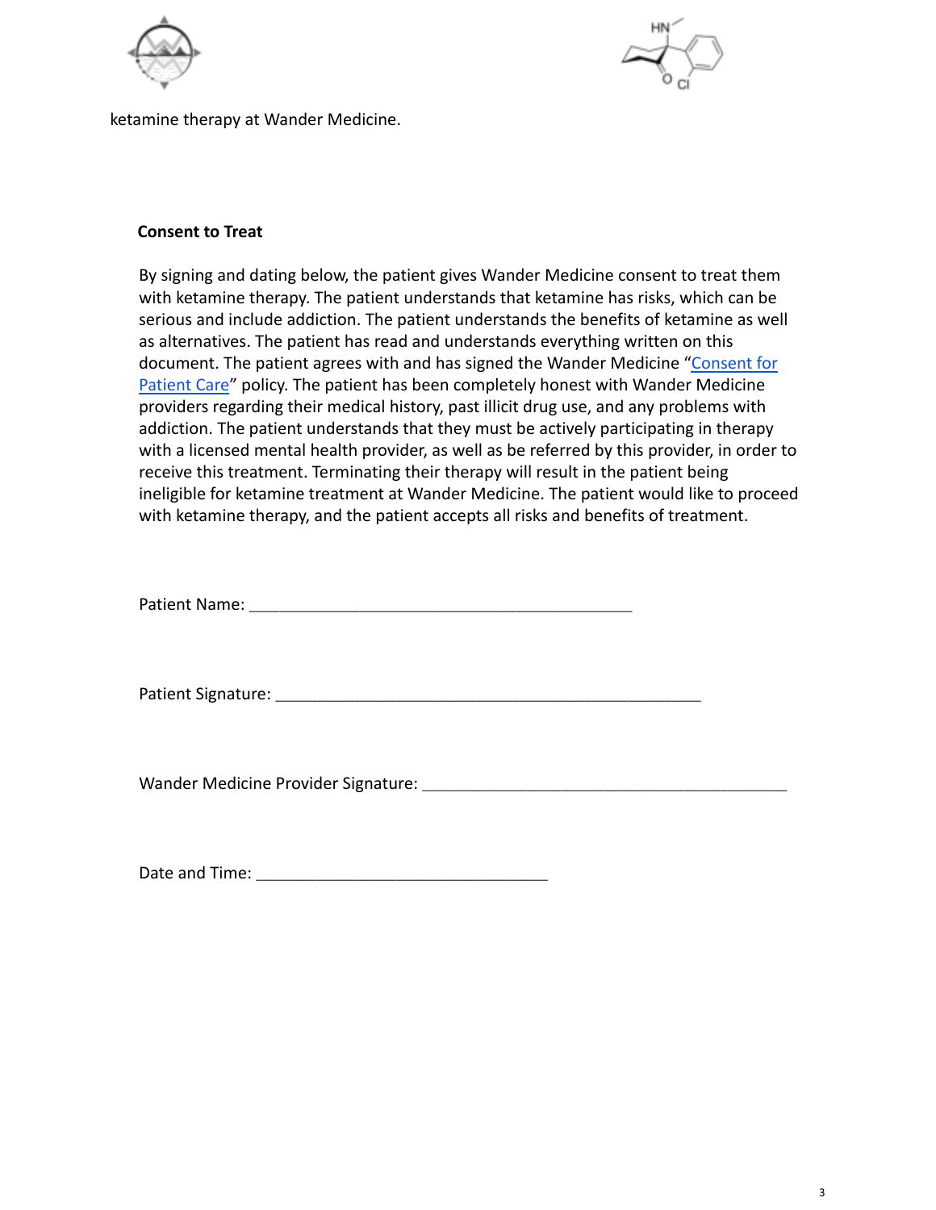ketamine therapy at Wander Medicine.

**Consent to Treat**

By signing and dating below, the patient gives Wander Medicine consent to treat them with ketamine therapy. The patient understands that ketamine has risks, which can be serious and include addiction. The patient understands the benefits of ketamine as well as alternatives. The patient has read and understands everything written on this document. The patient agrees with and has signed the Wander Medicine "Consent for Patient Care" policy. The patient has been completely honest with Wander Medicine providers regarding their medical history, past illicit drug use, and any problems with addiction. The patient understands that they must be actively participating in therapy with a licensed mental health provider, as well as be referred by this provider, in order to receive this treatment. Terminating their therapy will result in the patient being ineligible for ketamine treatment at Wander Medicine. The patient would like to proceed with ketamine therapy, and the patient accepts all risks and benefits of treatment.

Patient Name: ____________________________________________

Patient Signature: ________________________________________________

Wander Medicine Provider Signature: _________________________________________

Date and Time: _________________________________